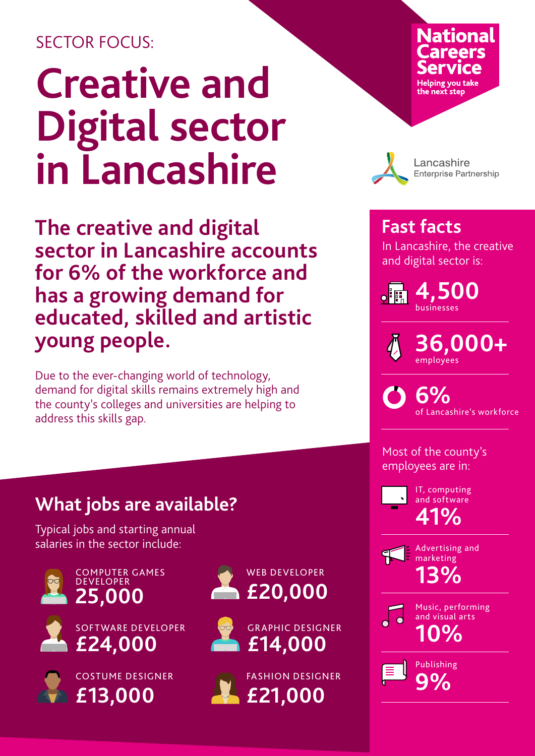SECTOR FOCUS:

# Creative and Digital sector in Lancashire

National Careers Service
Helping you take the next step

Lancashire Enterprise Partnership

## The creative and digital sector in Lancashire accounts for 6% of the workforce and has a growing demand for educated, skilled and artistic young people.

Due to the ever-changing world of technology, demand for digital skills remains extremely high and the county's colleges and universities are helping to address this skills gap.

## What jobs are available?

Typical jobs and starting annual salaries in the sector include:

- COMPUTER GAMES DEVELOPER **25,000**
- WEB DEVELOPER **£20,000**
- SOFTWARE DEVELOPER **£24,000**
- GRAPHIC DESIGNER **£14,000**
- COSTUME DESIGNER **£13,000**
- FASHION DESIGNER **£21,000**

## Fast facts

In Lancashire, the creative and digital sector is:

- **4,500** businesses
- **36,000+** employees
- **6%** of Lancashire's workforce

Most of the county's employees are in:

- IT, computing and software **41%**
- Advertising and marketing **13%**
- Music, performing and visual arts **10%**
- Publishing **9%**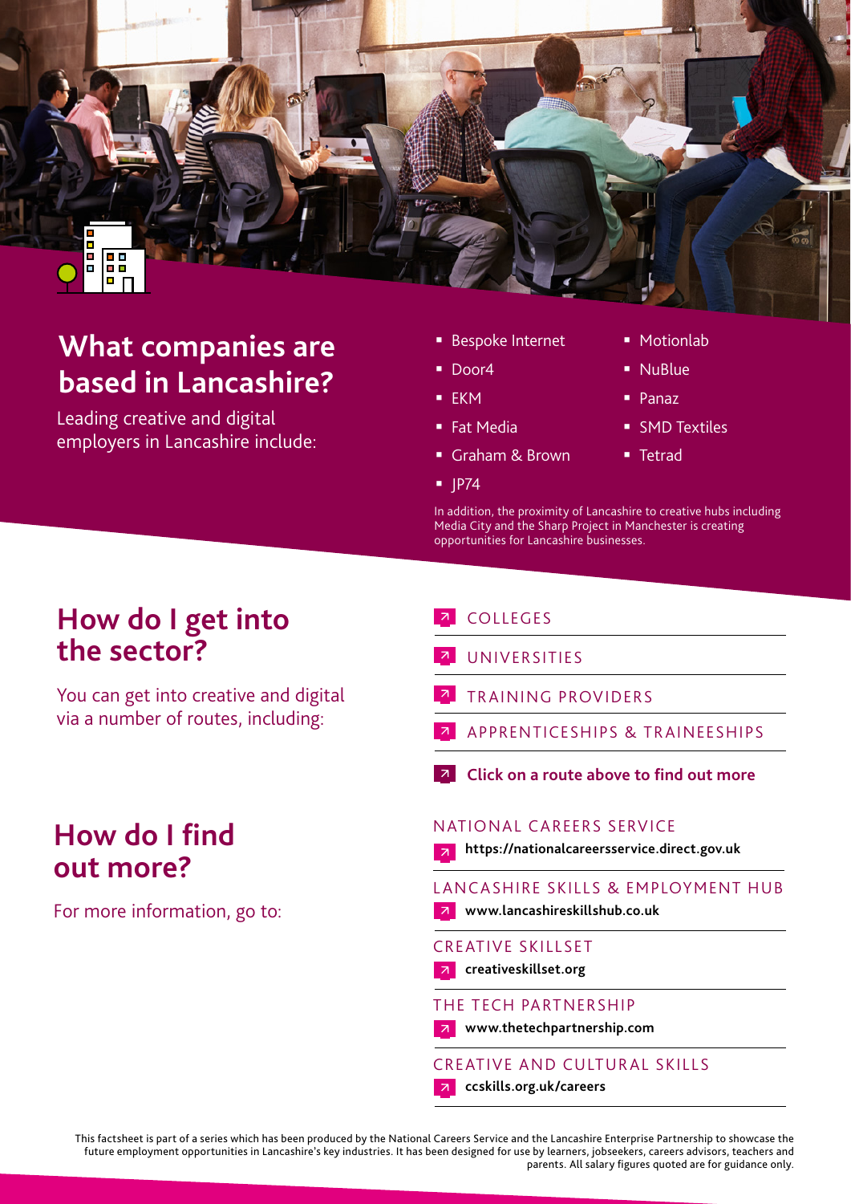## What companies are based in Lancashire?

Leading creative and digital employers in Lancashire include:

- Bespoke Internet
- Door4
- EKM
- Fat Media
- Graham & Brown
- JP74
- Motionlab
- NuBlue
- Panaz
- SMD Textiles
- Tetrad

In addition, the proximity of Lancashire to creative hubs including Media City and the Sharp Project in Manchester is creating opportunities for Lancashire businesses.

## How do I get into the sector?

You can get into creative and digital via a number of routes, including:

- COLLEGES
- UNIVERSITIES
- TRAINING PROVIDERS
- APPRENTICESHIPS & TRAINEESHIPS

**Click on a route above to find out more**

## How do I find out more?

For more information, go to:

NATIONAL CAREERS SERVICE
**https://nationalcareersservice.direct.gov.uk**

LANCASHIRE SKILLS & EMPLOYMENT HUB
**www.lancashireskillshub.co.uk**

CREATIVE SKILLSET
**creativeskillset.org**

THE TECH PARTNERSHIP
**www.thetechpartnership.com**

CREATIVE AND CULTURAL SKILLS
**ccskills.org.uk/careers**

This factsheet is part of a series which has been produced by the National Careers Service and the Lancashire Enterprise Partnership to showcase the future employment opportunities in Lancashire's key industries. It has been designed for use by learners, jobseekers, careers advisors, teachers and parents. All salary figures quoted are for guidance only.